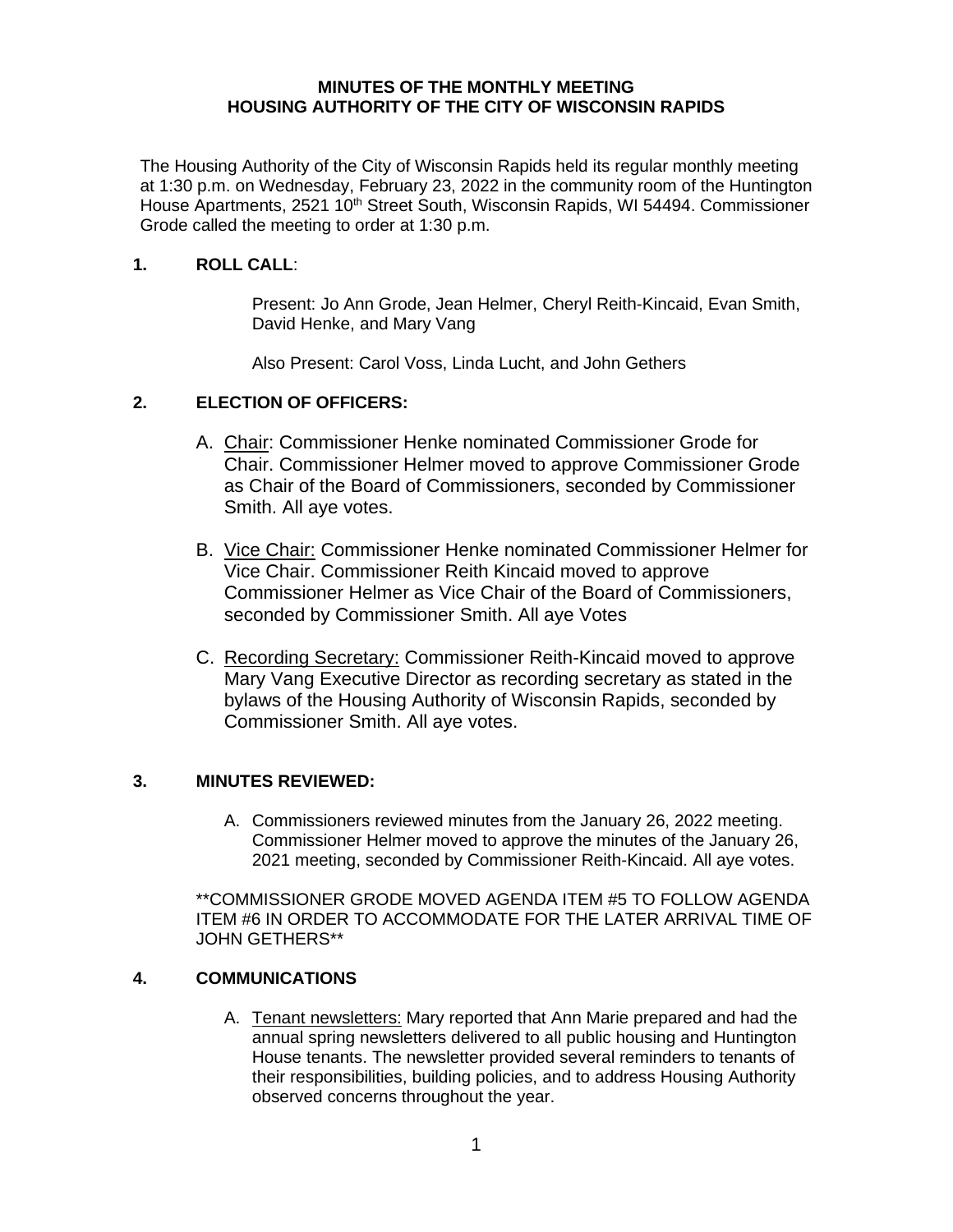**MINUTES OF THE MONTHLY MEETING**
**HOUSING AUTHORITY OF THE CITY OF WISCONSIN RAPIDS**

The Housing Authority of the City of Wisconsin Rapids held its regular monthly meeting at 1:30 p.m. on Wednesday, February 23, 2022 in the community room of the Huntington House Apartments, 2521 10th Street South, Wisconsin Rapids, WI 54494. Commissioner Grode called the meeting to order at 1:30 p.m.

**1. ROLL CALL**:

Present: Jo Ann Grode, Jean Helmer, Cheryl Reith-Kincaid, Evan Smith, David Henke, and Mary Vang

Also Present: Carol Voss, Linda Lucht, and John Gethers

**2. ELECTION OF OFFICERS:**

A. Chair: Commissioner Henke nominated Commissioner Grode for Chair. Commissioner Helmer moved to approve Commissioner Grode as Chair of the Board of Commissioners, seconded by Commissioner Smith. All aye votes.

B. Vice Chair: Commissioner Henke nominated Commissioner Helmer for Vice Chair. Commissioner Reith Kincaid moved to approve Commissioner Helmer as Vice Chair of the Board of Commissioners, seconded by Commissioner Smith. All aye Votes

C. Recording Secretary: Commissioner Reith-Kincaid moved to approve Mary Vang Executive Director as recording secretary as stated in the bylaws of the Housing Authority of Wisconsin Rapids, seconded by Commissioner Smith. All aye votes.

**3. MINUTES REVIEWED:**

A. Commissioners reviewed minutes from the January 26, 2022 meeting. Commissioner Helmer moved to approve the minutes of the January 26, 2021 meeting, seconded by Commissioner Reith-Kincaid. All aye votes.

**COMMISSIONER GRODE MOVED AGENDA ITEM #5 TO FOLLOW AGENDA ITEM #6 IN ORDER TO ACCOMMODATE FOR THE LATER ARRIVAL TIME OF JOHN GETHERS**

**4. COMMUNICATIONS**

A. Tenant newsletters: Mary reported that Ann Marie prepared and had the annual spring newsletters delivered to all public housing and Huntington House tenants. The newsletter provided several reminders to tenants of their responsibilities, building policies, and to address Housing Authority observed concerns throughout the year.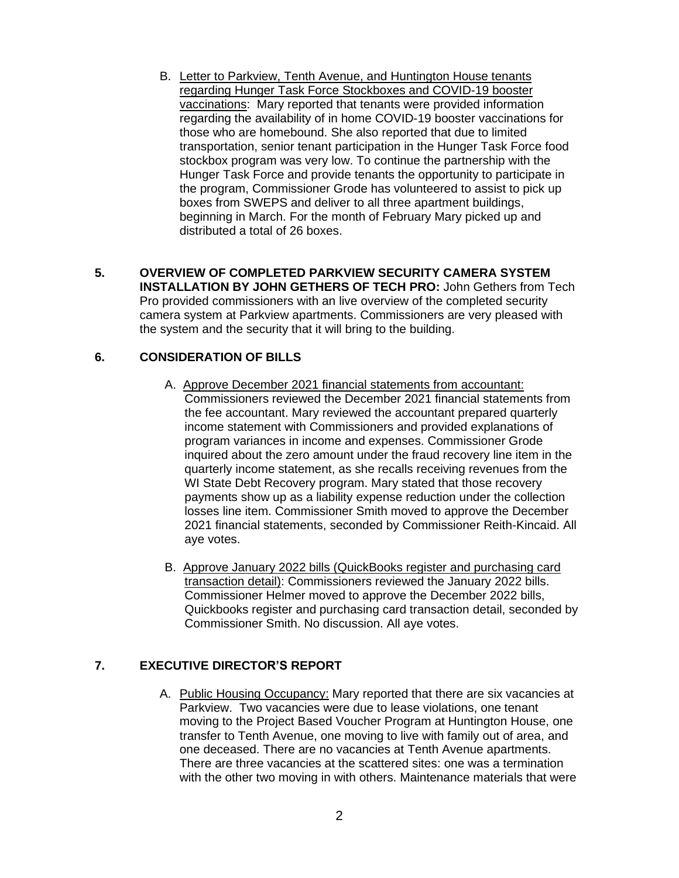B. Letter to Parkview, Tenth Avenue, and Huntington House tenants regarding Hunger Task Force Stockboxes and COVID-19 booster vaccinations: Mary reported that tenants were provided information regarding the availability of in home COVID-19 booster vaccinations for those who are homebound. She also reported that due to limited transportation, senior tenant participation in the Hunger Task Force food stockbox program was very low. To continue the partnership with the Hunger Task Force and provide tenants the opportunity to participate in the program, Commissioner Grode has volunteered to assist to pick up boxes from SWEPS and deliver to all three apartment buildings, beginning in March. For the month of February Mary picked up and distributed a total of 26 boxes.

**5. OVERVIEW OF COMPLETED PARKVIEW SECURITY CAMERA SYSTEM INSTALLATION BY JOHN GETHERS OF TECH PRO:** John Gethers from Tech Pro provided commissioners with an live overview of the completed security camera system at Parkview apartments. Commissioners are very pleased with the system and the security that it will bring to the building.

**6. CONSIDERATION OF BILLS**

A. Approve December 2021 financial statements from accountant: Commissioners reviewed the December 2021 financial statements from the fee accountant. Mary reviewed the accountant prepared quarterly income statement with Commissioners and provided explanations of program variances in income and expenses. Commissioner Grode inquired about the zero amount under the fraud recovery line item in the quarterly income statement, as she recalls receiving revenues from the WI State Debt Recovery program. Mary stated that those recovery payments show up as a liability expense reduction under the collection losses line item. Commissioner Smith moved to approve the December 2021 financial statements, seconded by Commissioner Reith-Kincaid. All aye votes.

B. Approve January 2022 bills (QuickBooks register and purchasing card transaction detail): Commissioners reviewed the January 2022 bills. Commissioner Helmer moved to approve the December 2022 bills, Quickbooks register and purchasing card transaction detail, seconded by Commissioner Smith. No discussion. All aye votes.

**7. EXECUTIVE DIRECTOR'S REPORT**

A. Public Housing Occupancy: Mary reported that there are six vacancies at Parkview. Two vacancies were due to lease violations, one tenant moving to the Project Based Voucher Program at Huntington House, one transfer to Tenth Avenue, one moving to live with family out of area, and one deceased. There are no vacancies at Tenth Avenue apartments. There are three vacancies at the scattered sites: one was a termination with the other two moving in with others. Maintenance materials that were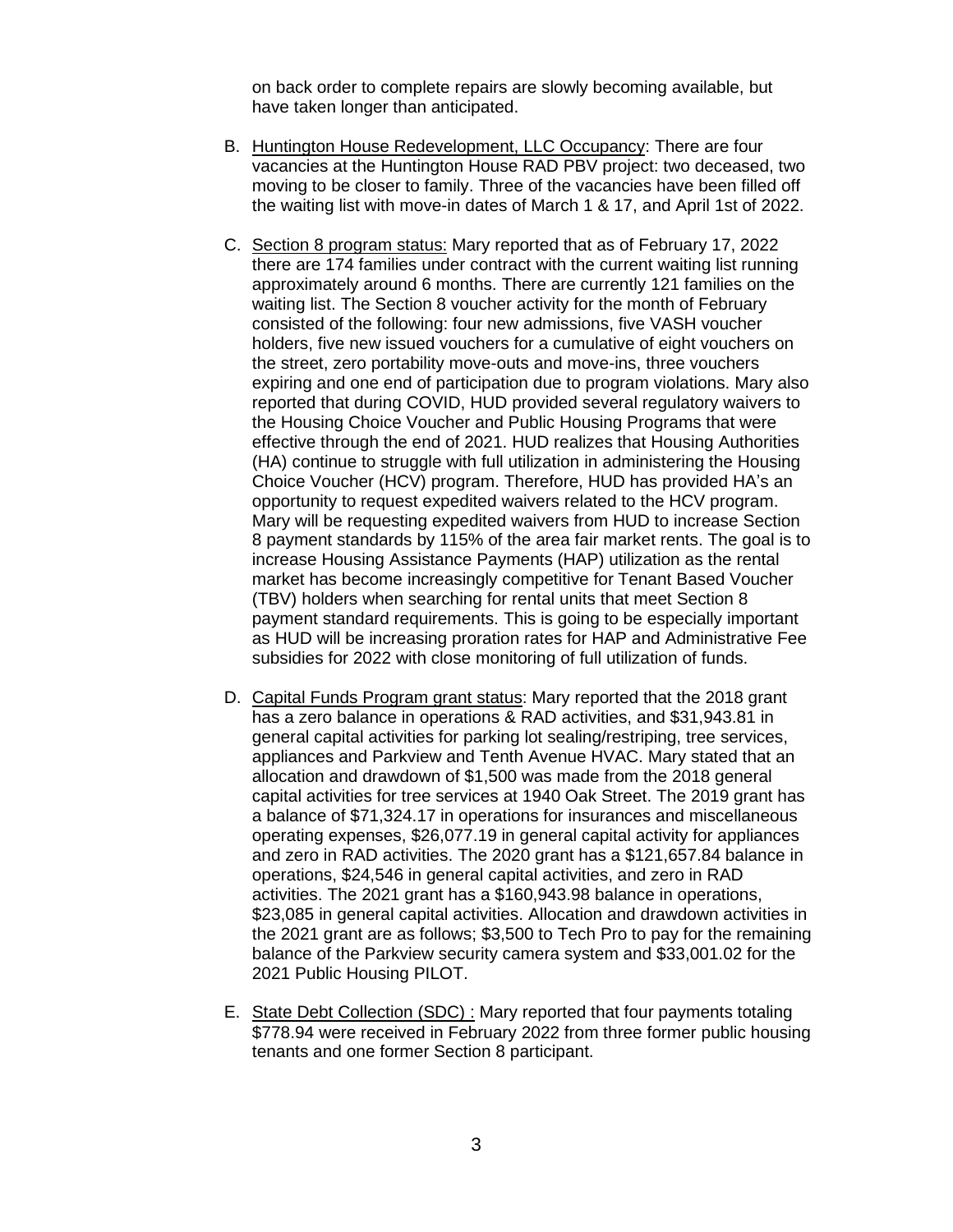on back order to complete repairs are slowly becoming available, but have taken longer than anticipated.

B. Huntington House Redevelopment, LLC Occupancy: There are four vacancies at the Huntington House RAD PBV project: two deceased, two moving to be closer to family. Three of the vacancies have been filled off the waiting list with move-in dates of March 1 & 17, and April 1st of 2022.

C. Section 8 program status: Mary reported that as of February 17, 2022 there are 174 families under contract with the current waiting list running approximately around 6 months. There are currently 121 families on the waiting list. The Section 8 voucher activity for the month of February consisted of the following: four new admissions, five VASH voucher holders, five new issued vouchers for a cumulative of eight vouchers on the street, zero portability move-outs and move-ins, three vouchers expiring and one end of participation due to program violations. Mary also reported that during COVID, HUD provided several regulatory waivers to the Housing Choice Voucher and Public Housing Programs that were effective through the end of 2021. HUD realizes that Housing Authorities (HA) continue to struggle with full utilization in administering the Housing Choice Voucher (HCV) program. Therefore, HUD has provided HA's an opportunity to request expedited waivers related to the HCV program. Mary will be requesting expedited waivers from HUD to increase Section 8 payment standards by 115% of the area fair market rents. The goal is to increase Housing Assistance Payments (HAP) utilization as the rental market has become increasingly competitive for Tenant Based Voucher (TBV) holders when searching for rental units that meet Section 8 payment standard requirements. This is going to be especially important as HUD will be increasing proration rates for HAP and Administrative Fee subsidies for 2022 with close monitoring of full utilization of funds.

D. Capital Funds Program grant status: Mary reported that the 2018 grant has a zero balance in operations & RAD activities, and $31,943.81 in general capital activities for parking lot sealing/restriping, tree services, appliances and Parkview and Tenth Avenue HVAC. Mary stated that an allocation and drawdown of $1,500 was made from the 2018 general capital activities for tree services at 1940 Oak Street. The 2019 grant has a balance of $71,324.17 in operations for insurances and miscellaneous operating expenses, $26,077.19 in general capital activity for appliances and zero in RAD activities. The 2020 grant has a $121,657.84 balance in operations, $24,546 in general capital activities, and zero in RAD activities. The 2021 grant has a $160,943.98 balance in operations, $23,085 in general capital activities. Allocation and drawdown activities in the 2021 grant are as follows; $3,500 to Tech Pro to pay for the remaining balance of the Parkview security camera system and $33,001.02 for the 2021 Public Housing PILOT.

E. State Debt Collection (SDC) : Mary reported that four payments totaling $778.94 were received in February 2022 from three former public housing tenants and one former Section 8 participant.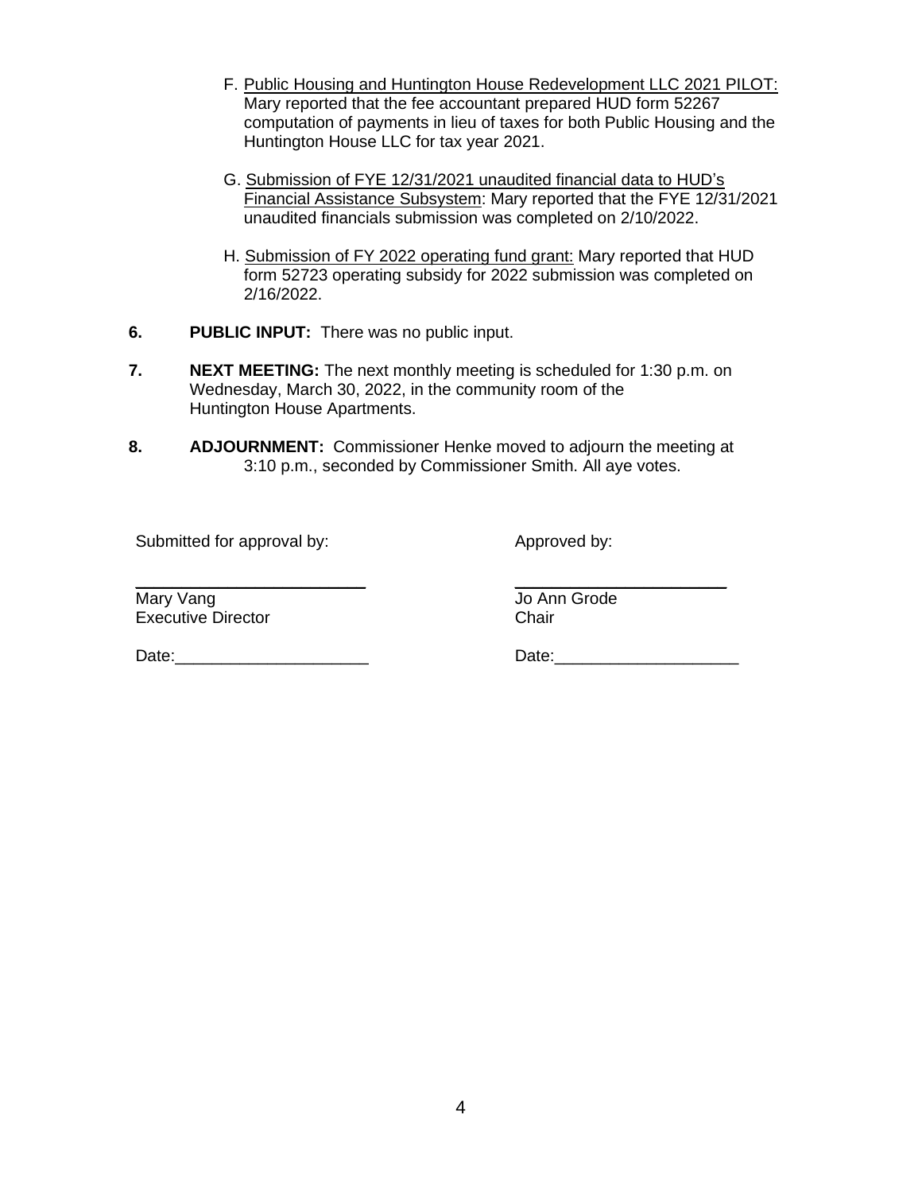F. Public Housing and Huntington House Redevelopment LLC 2021 PILOT: Mary reported that the fee accountant prepared HUD form 52267 computation of payments in lieu of taxes for both Public Housing and the Huntington House LLC for tax year 2021.

G. Submission of FYE 12/31/2021 unaudited financial data to HUD's Financial Assistance Subsystem: Mary reported that the FYE 12/31/2021 unaudited financials submission was completed on 2/10/2022.

H. Submission of FY 2022 operating fund grant: Mary reported that HUD form 52723 operating subsidy for 2022 submission was completed on 2/16/2022.

**6.** **PUBLIC INPUT:** There was no public input.

**7.** **NEXT MEETING:** The next monthly meeting is scheduled for 1:30 p.m. on Wednesday, March 30, 2022, in the community room of the Huntington House Apartments.

**8.** **ADJOURNMENT:** Commissioner Henke moved to adjourn the meeting at 3:10 p.m., seconded by Commissioner Smith. All aye votes.

Submitted for approval by:

\_\_\_\_\_\_\_\_\_\_\_\_\_\_\_\_\_\_\_\_\_\_\_\_\_
Mary Vang
Executive Director

Date:\_\_\_\_\_\_\_\_\_\_\_\_\_\_\_\_\_\_\_\_\_

Approved by:

\_\_\_\_\_\_\_\_\_\_\_\_\_\_\_\_\_\_\_\_\_\_\_\_
Jo Ann Grode
Chair

Date:\_\_\_\_\_\_\_\_\_\_\_\_\_\_\_\_\_\_\_\_